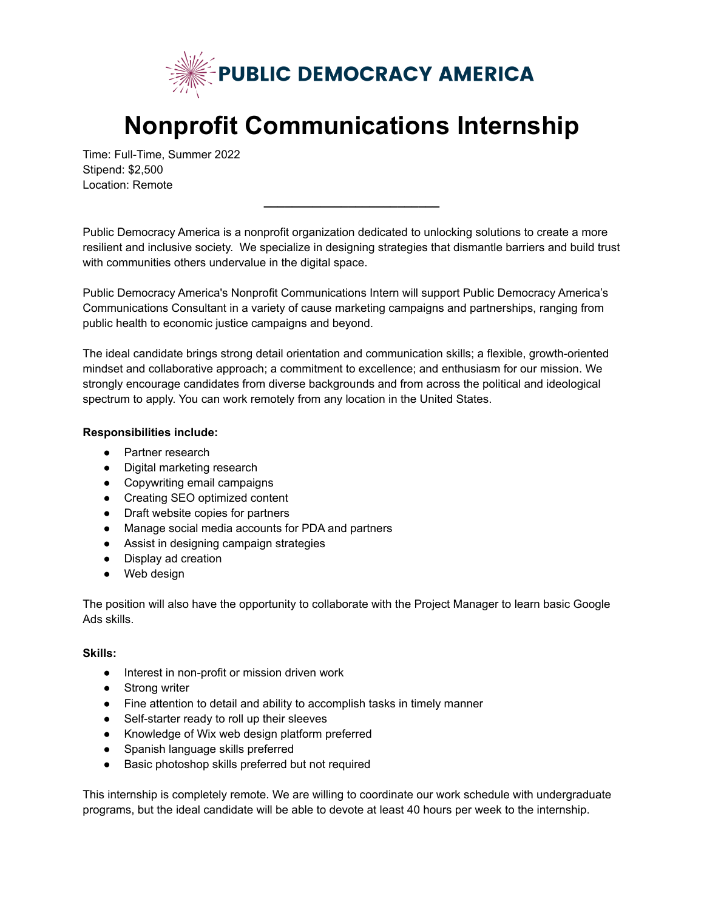PUBLIC DEMOCRACY AMERICA

# Nonprofit Communications Internship

Time: Full-Time, Summer 2022
Stipend: $2,500
Location: Remote

---

Public Democracy America is a nonprofit organization dedicated to unlocking solutions to create a more resilient and inclusive society. We specialize in designing strategies that dismantle barriers and build trust with communities others undervalue in the digital space.

Public Democracy America's Nonprofit Communications Intern will support Public Democracy America's Communications Consultant in a variety of cause marketing campaigns and partnerships, ranging from public health to economic justice campaigns and beyond.

The ideal candidate brings strong detail orientation and communication skills; a flexible, growth-oriented mindset and collaborative approach; a commitment to excellence; and enthusiasm for our mission. We strongly encourage candidates from diverse backgrounds and from across the political and ideological spectrum to apply. You can work remotely from any location in the United States.

**Responsibilities include:**

- Partner research
- Digital marketing research
- Copywriting email campaigns
- Creating SEO optimized content
- Draft website copies for partners
- Manage social media accounts for PDA and partners
- Assist in designing campaign strategies
- Display ad creation
- Web design

The position will also have the opportunity to collaborate with the Project Manager to learn basic Google Ads skills.

**Skills:**

- Interest in non-profit or mission driven work
- Strong writer
- Fine attention to detail and ability to accomplish tasks in timely manner
- Self-starter ready to roll up their sleeves
- Knowledge of Wix web design platform preferred
- Spanish language skills preferred
- Basic photoshop skills preferred but not required

This internship is completely remote. We are willing to coordinate our work schedule with undergraduate programs, but the ideal candidate will be able to devote at least 40 hours per week to the internship.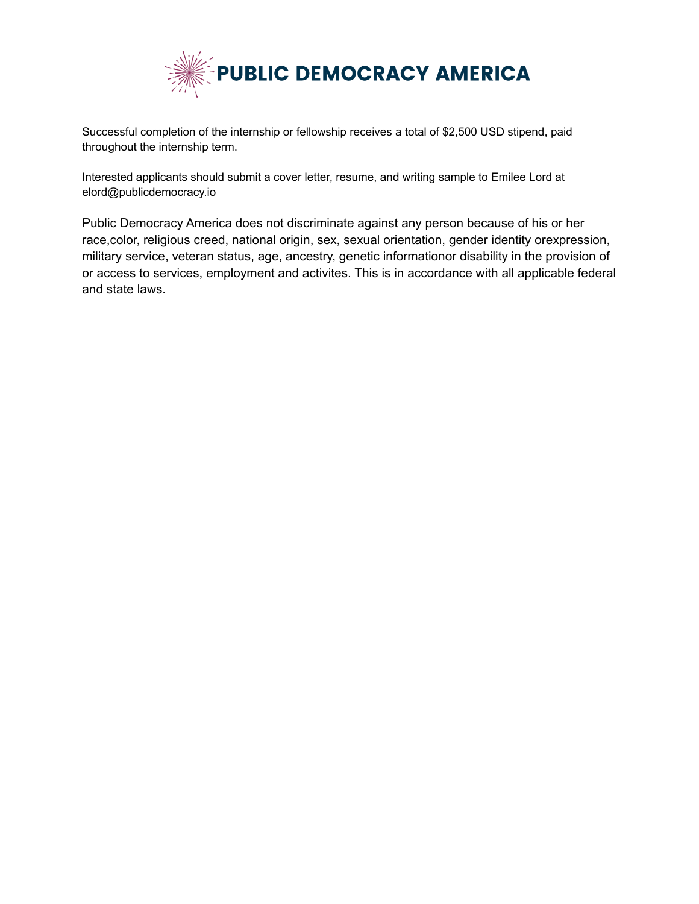# PUBLIC DEMOCRACY AMERICA

Successful completion of the internship or fellowship receives a total of $2,500 USD stipend, paid throughout the internship term.

Interested applicants should submit a cover letter, resume, and writing sample to Emilee Lord at elord@publicdemocracy.io

Public Democracy America does not discriminate against any person because of his or her race,color, religious creed, national origin, sex, sexual orientation, gender identity orexpression, military service, veteran status, age, ancestry, genetic informationor disability in the provision of or access to services, employment and activites. This is in accordance with all applicable federal and state laws.